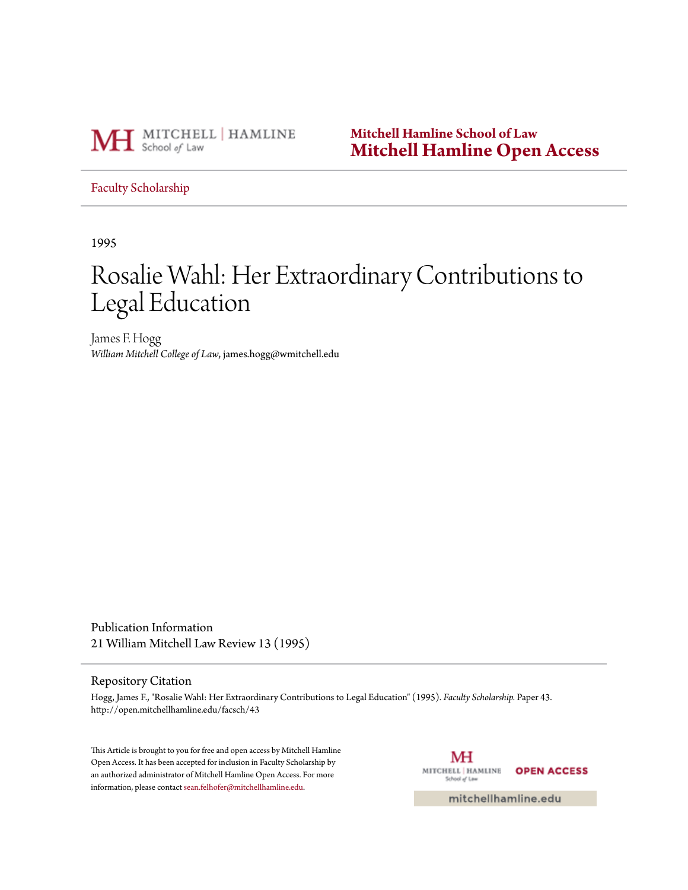Mitchell Hamline School of Law
**Mitchell Hamline Open Access**

Faculty Scholarship

1995

# Rosalie Wahl: Her Extraordinary Contributions to Legal Education

James F. Hogg
*William Mitchell College of Law*, james.hogg@wmitchell.edu

Publication Information
21 William Mitchell Law Review 13 (1995)

Repository Citation
Hogg, James F., "Rosalie Wahl: Her Extraordinary Contributions to Legal Education" (1995). *Faculty Scholarship.* Paper 43.
http://open.mitchellhamline.edu/facsch/43

This Article is brought to you for free and open access by Mitchell Hamline Open Access. It has been accepted for inclusion in Faculty Scholarship by an authorized administrator of Mitchell Hamline Open Access. For more information, please contact sean.felhofer@mitchellhamline.edu.

OPEN ACCESS

mitchellhamline.edu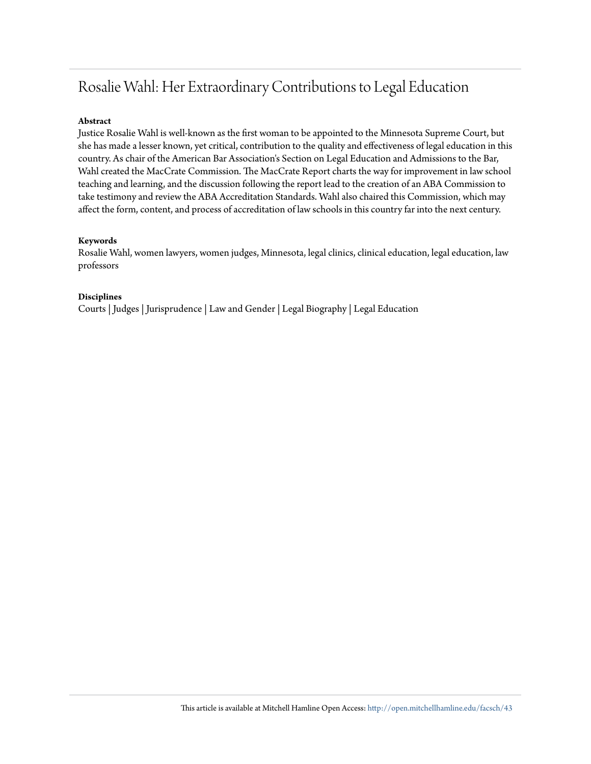# Rosalie Wahl: Her Extraordinary Contributions to Legal Education

**Abstract**

Justice Rosalie Wahl is well-known as the first woman to be appointed to the Minnesota Supreme Court, but she has made a lesser known, yet critical, contribution to the quality and effectiveness of legal education in this country. As chair of the American Bar Association's Section on Legal Education and Admissions to the Bar, Wahl created the MacCrate Commission. The MacCrate Report charts the way for improvement in law school teaching and learning, and the discussion following the report lead to the creation of an ABA Commission to take testimony and review the ABA Accreditation Standards. Wahl also chaired this Commission, which may affect the form, content, and process of accreditation of law schools in this country far into the next century.

**Keywords**

Rosalie Wahl, women lawyers, women judges, Minnesota, legal clinics, clinical education, legal education, law professors

**Disciplines**

Courts | Judges | Jurisprudence | Law and Gender | Legal Biography | Legal Education

This article is available at Mitchell Hamline Open Access: http://open.mitchellhamline.edu/facsch/43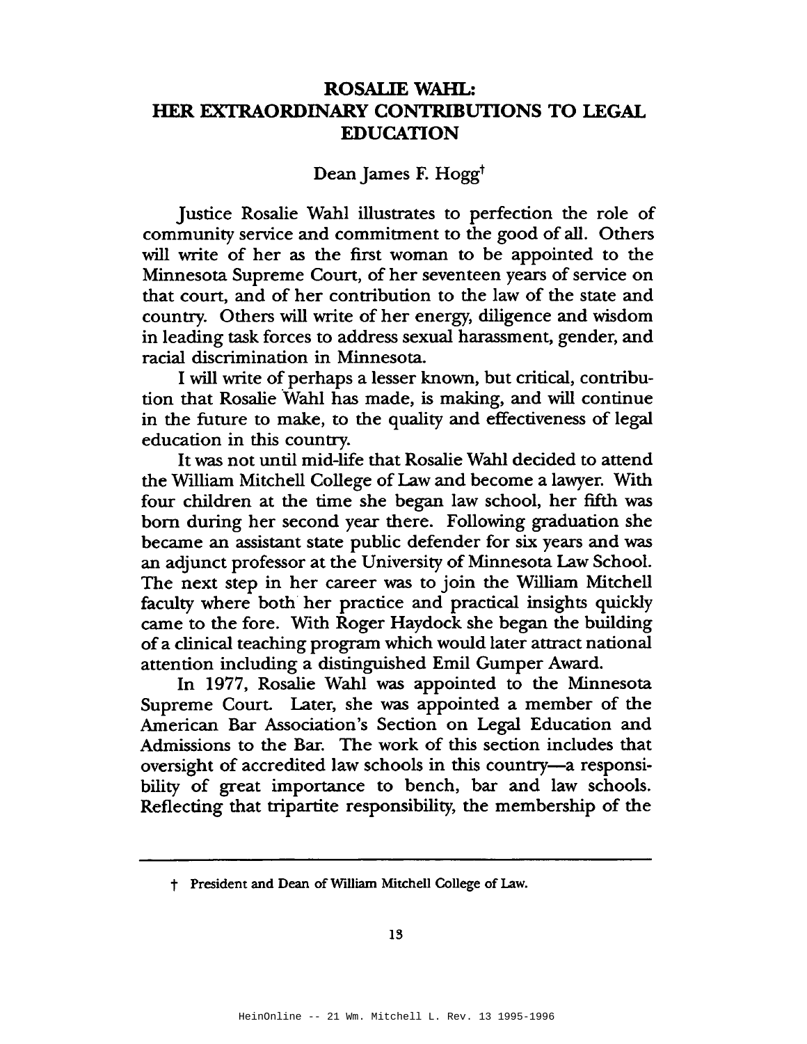# ROSALIE WAHL: HER EXTRAORDINARY CONTRIBUTIONS TO LEGAL EDUCATION

Dean James F. Hogg†

Justice Rosalie Wahl illustrates to perfection the role of community service and commitment to the good of all. Others will write of her as the first woman to be appointed to the Minnesota Supreme Court, of her seventeen years of service on that court, and of her contribution to the law of the state and country. Others will write of her energy, diligence and wisdom in leading task forces to address sexual harassment, gender, and racial discrimination in Minnesota.

I will write of perhaps a lesser known, but critical, contribution that Rosalie Wahl has made, is making, and will continue in the future to make, to the quality and effectiveness of legal education in this country.

It was not until mid-life that Rosalie Wahl decided to attend the William Mitchell College of Law and become a lawyer. With four children at the time she began law school, her fifth was born during her second year there. Following graduation she became an assistant state public defender for six years and was an adjunct professor at the University of Minnesota Law School. The next step in her career was to join the William Mitchell faculty where both her practice and practical insights quickly came to the fore. With Roger Haydock she began the building of a clinical teaching program which would later attract national attention including a distinguished Emil Gumper Award.

In 1977, Rosalie Wahl was appointed to the Minnesota Supreme Court. Later, she was appointed a member of the American Bar Association's Section on Legal Education and Admissions to the Bar. The work of this section includes that oversight of accredited law schools in this country—a responsibility of great importance to bench, bar and law schools. Reflecting that tripartite responsibility, the membership of the

---

† President and Dean of William Mitchell College of Law.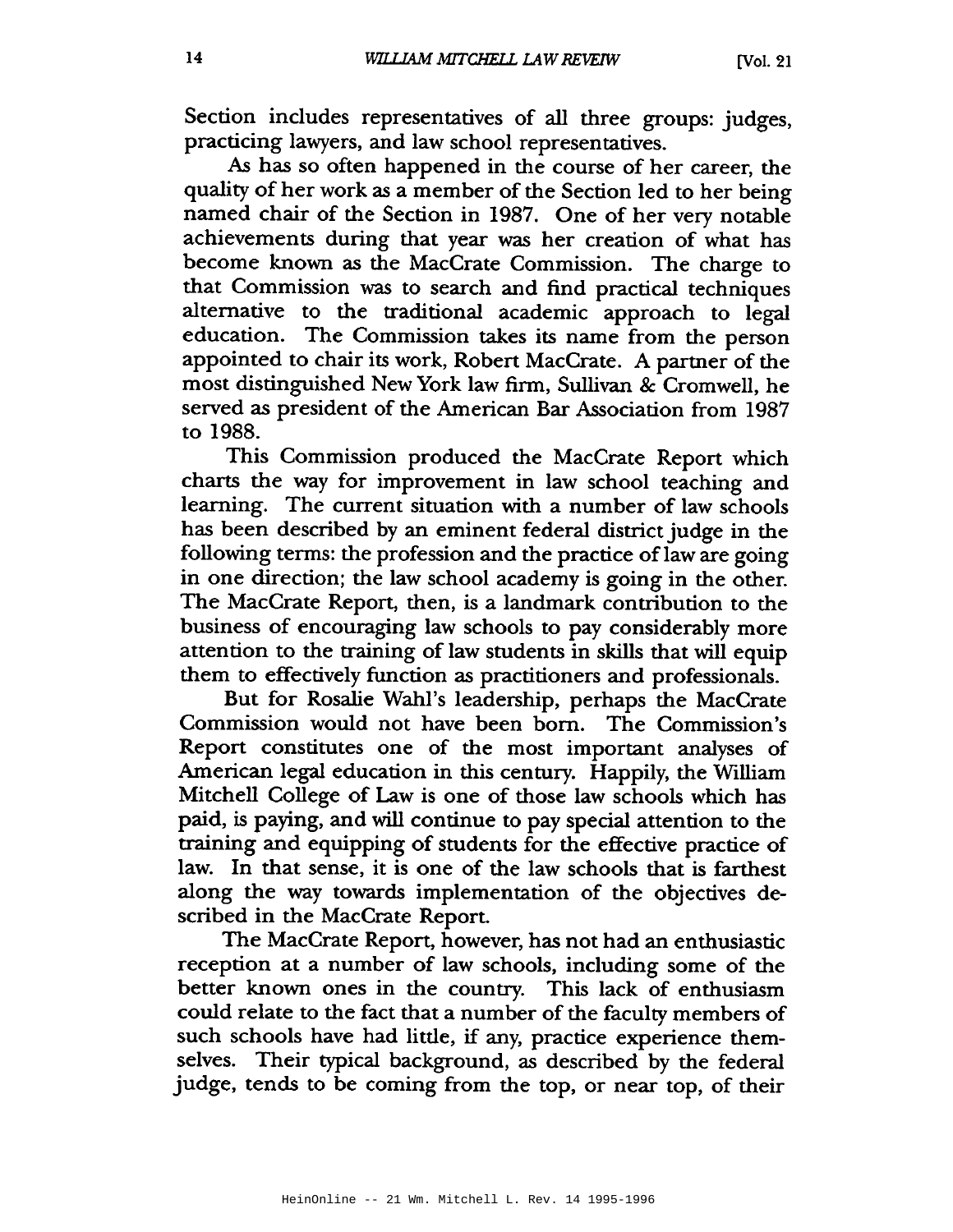Section includes representatives of all three groups: judges, practicing lawyers, and law school representatives.

As has so often happened in the course of her career, the quality of her work as a member of the Section led to her being named chair of the Section in 1987. One of her very notable achievements during that year was her creation of what has become known as the MacCrate Commission. The charge to that Commission was to search and find practical techniques alternative to the traditional academic approach to legal education. The Commission takes its name from the person appointed to chair its work, Robert MacCrate. A partner of the most distinguished New York law firm, Sullivan & Cromwell, he served as president of the American Bar Association from 1987 to 1988.

This Commission produced the MacCrate Report which charts the way for improvement in law school teaching and learning. The current situation with a number of law schools has been described by an eminent federal district judge in the following terms: the profession and the practice of law are going in one direction; the law school academy is going in the other. The MacCrate Report, then, is a landmark contribution to the business of encouraging law schools to pay considerably more attention to the training of law students in skills that will equip them to effectively function as practitioners and professionals.

But for Rosalie Wahl's leadership, perhaps the MacCrate Commission would not have been born. The Commission's Report constitutes one of the most important analyses of American legal education in this century. Happily, the William Mitchell College of Law is one of those law schools which has paid, is paying, and will continue to pay special attention to the training and equipping of students for the effective practice of law. In that sense, it is one of the law schools that is farthest along the way towards implementation of the objectives described in the MacCrate Report.

The MacCrate Report, however, has not had an enthusiastic reception at a number of law schools, including some of the better known ones in the country. This lack of enthusiasm could relate to the fact that a number of the faculty members of such schools have had little, if any, practice experience themselves. Their typical background, as described by the federal judge, tends to be coming from the top, or near top, of their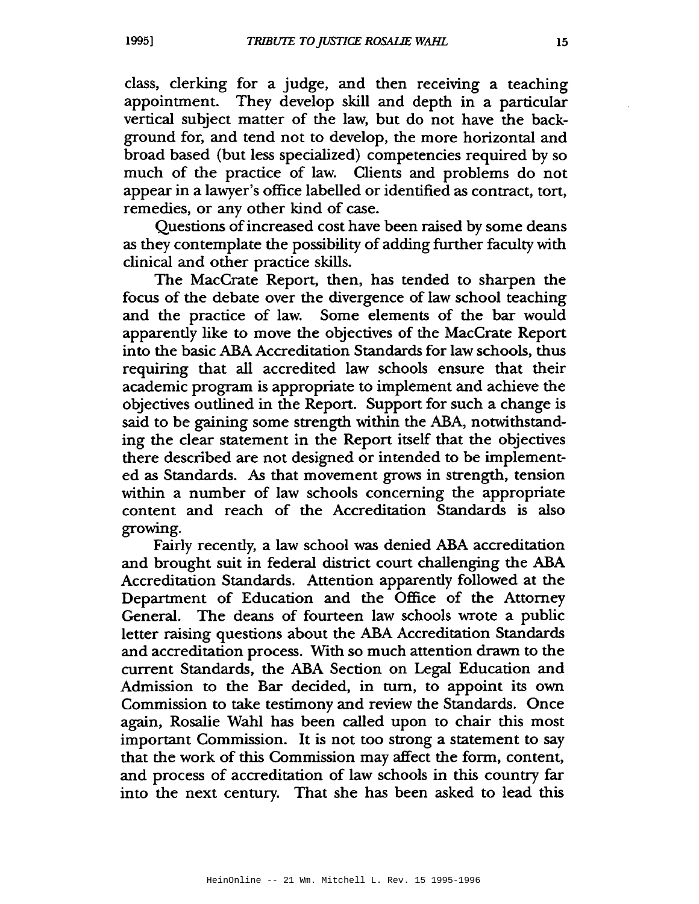class, clerking for a judge, and then receiving a teaching appointment. They develop skill and depth in a particular vertical subject matter of the law, but do not have the background for, and tend not to develop, the more horizontal and broad based (but less specialized) competencies required by so much of the practice of law. Clients and problems do not appear in a lawyer's office labelled or identified as contract, tort, remedies, or any other kind of case.

Questions of increased cost have been raised by some deans as they contemplate the possibility of adding further faculty with clinical and other practice skills.

The MacCrate Report, then, has tended to sharpen the focus of the debate over the divergence of law school teaching and the practice of law. Some elements of the bar would apparently like to move the objectives of the MacCrate Report into the basic ABA Accreditation Standards for law schools, thus requiring that all accredited law schools ensure that their academic program is appropriate to implement and achieve the objectives outlined in the Report. Support for such a change is said to be gaining some strength within the ABA, notwithstanding the clear statement in the Report itself that the objectives there described are not designed or intended to be implemented as Standards. As that movement grows in strength, tension within a number of law schools concerning the appropriate content and reach of the Accreditation Standards is also growing.

Fairly recently, a law school was denied ABA accreditation and brought suit in federal district court challenging the ABA Accreditation Standards. Attention apparently followed at the Department of Education and the Office of the Attorney General. The deans of fourteen law schools wrote a public letter raising questions about the ABA Accreditation Standards and accreditation process. With so much attention drawn to the current Standards, the ABA Section on Legal Education and Admission to the Bar decided, in turn, to appoint its own Commission to take testimony and review the Standards. Once again, Rosalie Wahl has been called upon to chair this most important Commission. It is not too strong a statement to say that the work of this Commission may affect the form, content, and process of accreditation of law schools in this country far into the next century. That she has been asked to lead this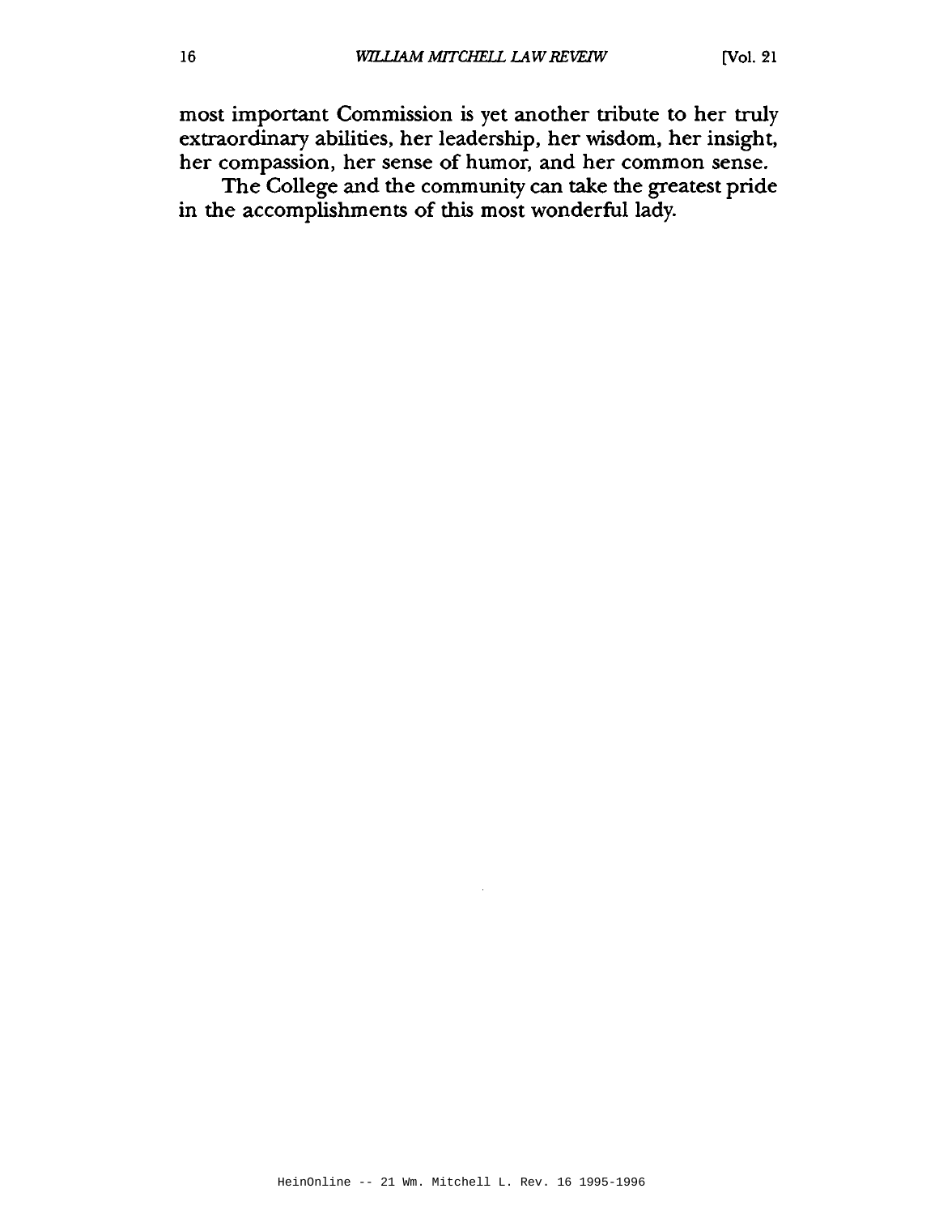most important Commission is yet another tribute to her truly extraordinary abilities, her leadership, her wisdom, her insight, her compassion, her sense of humor, and her common sense.

The College and the community can take the greatest pride in the accomplishments of this most wonderful lady.